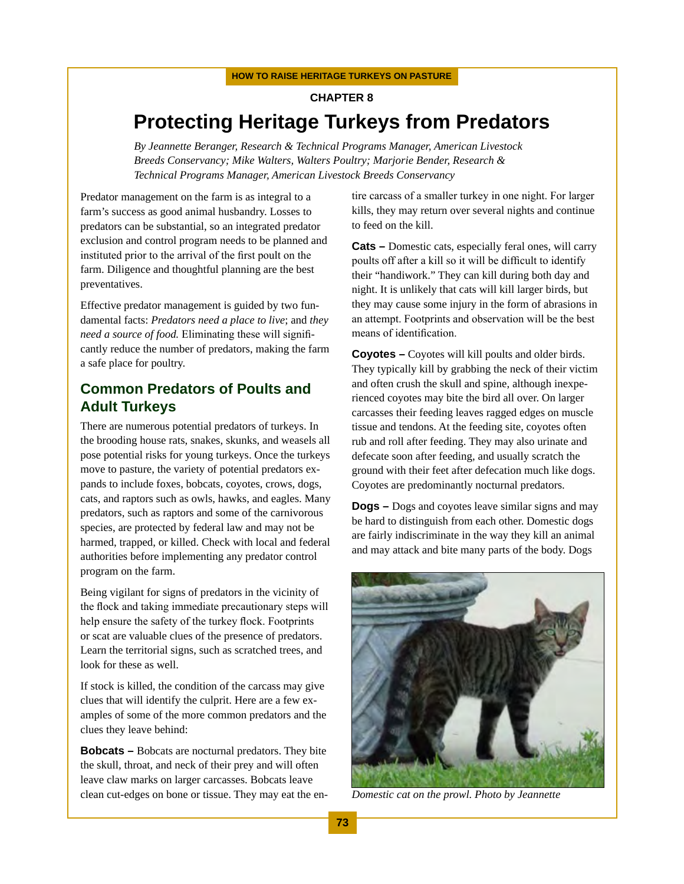CHAPTER 8

# Protecting Heritage Turkeys from Predators

*By Jeannette Beranger, Research & Technical Programs Manager, American Livestock Breeds Conservancy; Mike Walters, Walters Poultry; Marjorie Bender, Research & Technical Programs Manager, American Livestock Breeds Conservancy*

Predator management on the farm is as integral to a farm's success as good animal husbandry. Losses to predators can be substantial, so an integrated predator exclusion and control program needs to be planned and instituted prior to the arrival of the first poult on the farm. Diligence and thoughtful planning are the best preventatives.

Effective predator management is guided by two fundamental facts: *Predators need a place to live*; and *they need a source of food.* Eliminating these will significantly reduce the number of predators, making the farm a safe place for poultry.

## Common Predators of Poults and Adult Turkeys

There are numerous potential predators of turkeys. In the brooding house rats, snakes, skunks, and weasels all pose potential risks for young turkeys. Once the turkeys move to pasture, the variety of potential predators expands to include foxes, bobcats, coyotes, crows, dogs, cats, and raptors such as owls, hawks, and eagles. Many predators, such as raptors and some of the carnivorous species, are protected by federal law and may not be harmed, trapped, or killed. Check with local and federal authorities before implementing any predator control program on the farm.

Being vigilant for signs of predators in the vicinity of the flock and taking immediate precautionary steps will help ensure the safety of the turkey flock. Footprints or scat are valuable clues of the presence of predators. Learn the territorial signs, such as scratched trees, and look for these as well.

If stock is killed, the condition of the carcass may give clues that will identify the culprit. Here are a few examples of some of the more common predators and the clues they leave behind:

**Bobcats –** Bobcats are nocturnal predators. They bite the skull, throat, and neck of their prey and will often leave claw marks on larger carcasses. Bobcats leave clean cut-edges on bone or tissue. They may eat the entire carcass of a smaller turkey in one night. For larger kills, they may return over several nights and continue to feed on the kill.

**Cats –** Domestic cats, especially feral ones, will carry poults off after a kill so it will be difficult to identify their "handiwork." They can kill during both day and night. It is unlikely that cats will kill larger birds, but they may cause some injury in the form of abrasions in an attempt. Footprints and observation will be the best means of identification.

**Coyotes –** Coyotes will kill poults and older birds. They typically kill by grabbing the neck of their victim and often crush the skull and spine, although inexperienced coyotes may bite the bird all over. On larger carcasses their feeding leaves ragged edges on muscle tissue and tendons. At the feeding site, coyotes often rub and roll after feeding. They may also urinate and defecate soon after feeding, and usually scratch the ground with their feet after defecation much like dogs. Coyotes are predominantly nocturnal predators.

**Dogs –** Dogs and coyotes leave similar signs and may be hard to distinguish from each other. Domestic dogs are fairly indiscriminate in the way they kill an animal and may attack and bite many parts of the body. Dogs

*Domestic cat on the prowl. Photo by Jeannette*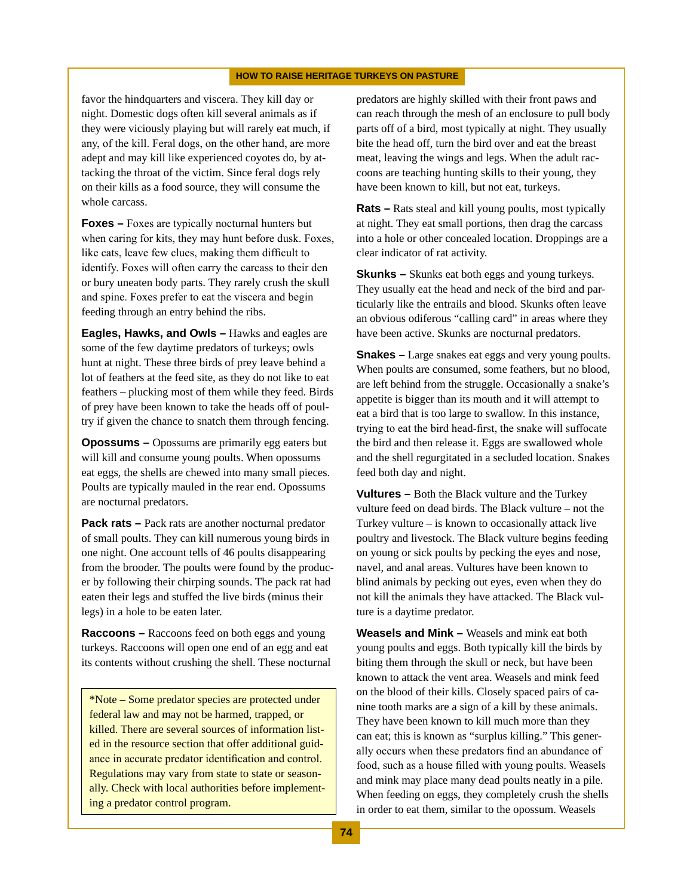favor the hindquarters and viscera. They kill day or night. Domestic dogs often kill several animals as if they were viciously playing but will rarely eat much, if any, of the kill. Feral dogs, on the other hand, are more adept and may kill like experienced coyotes do, by attacking the throat of the victim. Since feral dogs rely on their kills as a food source, they will consume the whole carcass.

**Foxes –** Foxes are typically nocturnal hunters but when caring for kits, they may hunt before dusk. Foxes, like cats, leave few clues, making them difficult to identify. Foxes will often carry the carcass to their den or bury uneaten body parts. They rarely crush the skull and spine. Foxes prefer to eat the viscera and begin feeding through an entry behind the ribs.

**Eagles, Hawks, and Owls –** Hawks and eagles are some of the few daytime predators of turkeys; owls hunt at night. These three birds of prey leave behind a lot of feathers at the feed site, as they do not like to eat feathers – plucking most of them while they feed. Birds of prey have been known to take the heads off of poultry if given the chance to snatch them through fencing.

**Opossums –** Opossums are primarily egg eaters but will kill and consume young poults. When opossums eat eggs, the shells are chewed into many small pieces. Poults are typically mauled in the rear end. Opossums are nocturnal predators.

**Pack rats –** Pack rats are another nocturnal predator of small poults. They can kill numerous young birds in one night. One account tells of 46 poults disappearing from the brooder. The poults were found by the producer by following their chirping sounds. The pack rat had eaten their legs and stuffed the live birds (minus their legs) in a hole to be eaten later.

**Raccoons –** Raccoons feed on both eggs and young turkeys. Raccoons will open one end of an egg and eat its contents without crushing the shell. These nocturnal predators are highly skilled with their front paws and can reach through the mesh of an enclosure to pull body parts off of a bird, most typically at night. They usually bite the head off, turn the bird over and eat the breast meat, leaving the wings and legs. When the adult raccoons are teaching hunting skills to their young, they have been known to kill, but not eat, turkeys.

> *Note – Some predator species are protected under federal law and may not be harmed, trapped, or killed. There are several sources of information listed in the resource section that offer additional guidance in accurate predator identification and control. Regulations may vary from state to state or seasonally. Check with local authorities before implementing a predator control program.

**Rats –** Rats steal and kill young poults, most typically at night. They eat small portions, then drag the carcass into a hole or other concealed location. Droppings are a clear indicator of rat activity.

**Skunks –** Skunks eat both eggs and young turkeys. They usually eat the head and neck of the bird and particularly like the entrails and blood. Skunks often leave an obvious odiferous "calling card" in areas where they have been active. Skunks are nocturnal predators.

**Snakes –** Large snakes eat eggs and very young poults. When poults are consumed, some feathers, but no blood, are left behind from the struggle. Occasionally a snake's appetite is bigger than its mouth and it will attempt to eat a bird that is too large to swallow. In this instance, trying to eat the bird head-first, the snake will suffocate the bird and then release it. Eggs are swallowed whole and the shell regurgitated in a secluded location. Snakes feed both day and night.

**Vultures –** Both the Black vulture and the Turkey vulture feed on dead birds. The Black vulture – not the Turkey vulture – is known to occasionally attack live poultry and livestock. The Black vulture begins feeding on young or sick poults by pecking the eyes and nose, navel, and anal areas. Vultures have been known to blind animals by pecking out eyes, even when they do not kill the animals they have attacked. The Black vulture is a daytime predator.

**Weasels and Mink –** Weasels and mink eat both young poults and eggs. Both typically kill the birds by biting them through the skull or neck, but have been known to attack the vent area. Weasels and mink feed on the blood of their kills. Closely spaced pairs of canine tooth marks are a sign of a kill by these animals. They have been known to kill much more than they can eat; this is known as "surplus killing." This generally occurs when these predators find an abundance of food, such as a house filled with young poults. Weasels and mink may place many dead poults neatly in a pile. When feeding on eggs, they completely crush the shells in order to eat them, similar to the opossum. Weasels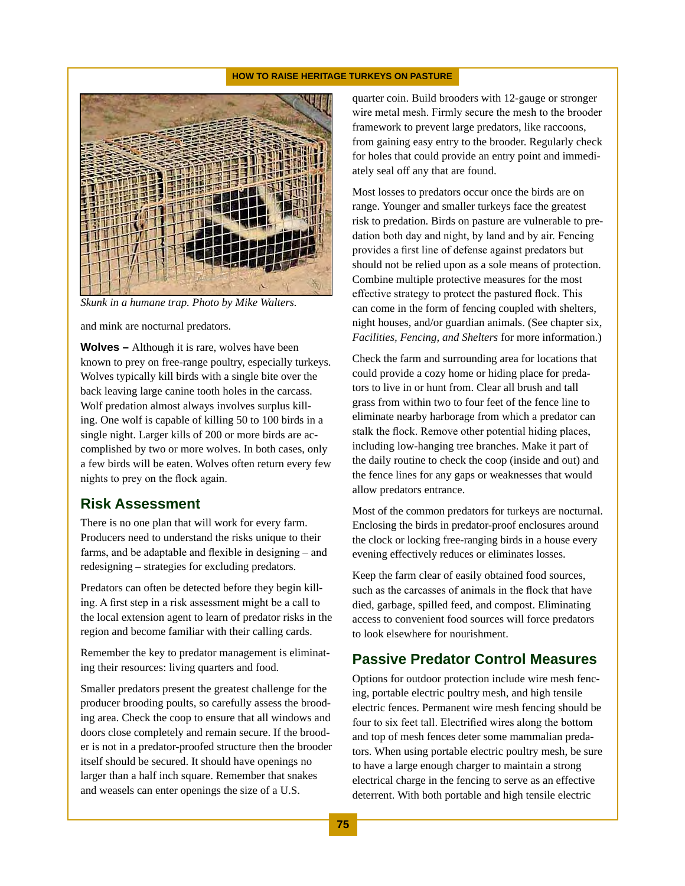*Skunk in a humane trap. Photo by Mike Walters.*

and mink are nocturnal predators.

**Wolves –** Although it is rare, wolves have been known to prey on free-range poultry, especially turkeys. Wolves typically kill birds with a single bite over the back leaving large canine tooth holes in the carcass. Wolf predation almost always involves surplus killing. One wolf is capable of killing 50 to 100 birds in a single night. Larger kills of 200 or more birds are accomplished by two or more wolves. In both cases, only a few birds will be eaten. Wolves often return every few nights to prey on the flock again.

## Risk Assessment

There is no one plan that will work for every farm. Producers need to understand the risks unique to their farms, and be adaptable and flexible in designing – and redesigning – strategies for excluding predators.

Predators can often be detected before they begin killing. A first step in a risk assessment might be a call to the local extension agent to learn of predator risks in the region and become familiar with their calling cards.

Remember the key to predator management is eliminating their resources: living quarters and food.

Smaller predators present the greatest challenge for the producer brooding poults, so carefully assess the brooding area. Check the coop to ensure that all windows and doors close completely and remain secure. If the brooder is not in a predator-proofed structure then the brooder itself should be secured. It should have openings no larger than a half inch square. Remember that snakes and weasels can enter openings the size of a U.S. quarter coin. Build brooders with 12-gauge or stronger wire metal mesh. Firmly secure the mesh to the brooder framework to prevent large predators, like raccoons, from gaining easy entry to the brooder. Regularly check for holes that could provide an entry point and immediately seal off any that are found.

Most losses to predators occur once the birds are on range. Younger and smaller turkeys face the greatest risk to predation. Birds on pasture are vulnerable to predation both day and night, by land and by air. Fencing provides a first line of defense against predators but should not be relied upon as a sole means of protection. Combine multiple protective measures for the most effective strategy to protect the pastured flock. This can come in the form of fencing coupled with shelters, night houses, and/or guardian animals. (See chapter six, *Facilities, Fencing, and Shelters* for more information.)

Check the farm and surrounding area for locations that could provide a cozy home or hiding place for predators to live in or hunt from. Clear all brush and tall grass from within two to four feet of the fence line to eliminate nearby harborage from which a predator can stalk the flock. Remove other potential hiding places, including low-hanging tree branches. Make it part of the daily routine to check the coop (inside and out) and the fence lines for any gaps or weaknesses that would allow predators entrance.

Most of the common predators for turkeys are nocturnal. Enclosing the birds in predator-proof enclosures around the clock or locking free-ranging birds in a house every evening effectively reduces or eliminates losses.

Keep the farm clear of easily obtained food sources, such as the carcasses of animals in the flock that have died, garbage, spilled feed, and compost. Eliminating access to convenient food sources will force predators to look elsewhere for nourishment.

## Passive Predator Control Measures

Options for outdoor protection include wire mesh fencing, portable electric poultry mesh, and high tensile electric fences. Permanent wire mesh fencing should be four to six feet tall. Electrified wires along the bottom and top of mesh fences deter some mammalian predators. When using portable electric poultry mesh, be sure to have a large enough charger to maintain a strong electrical charge in the fencing to serve as an effective deterrent. With both portable and high tensile electric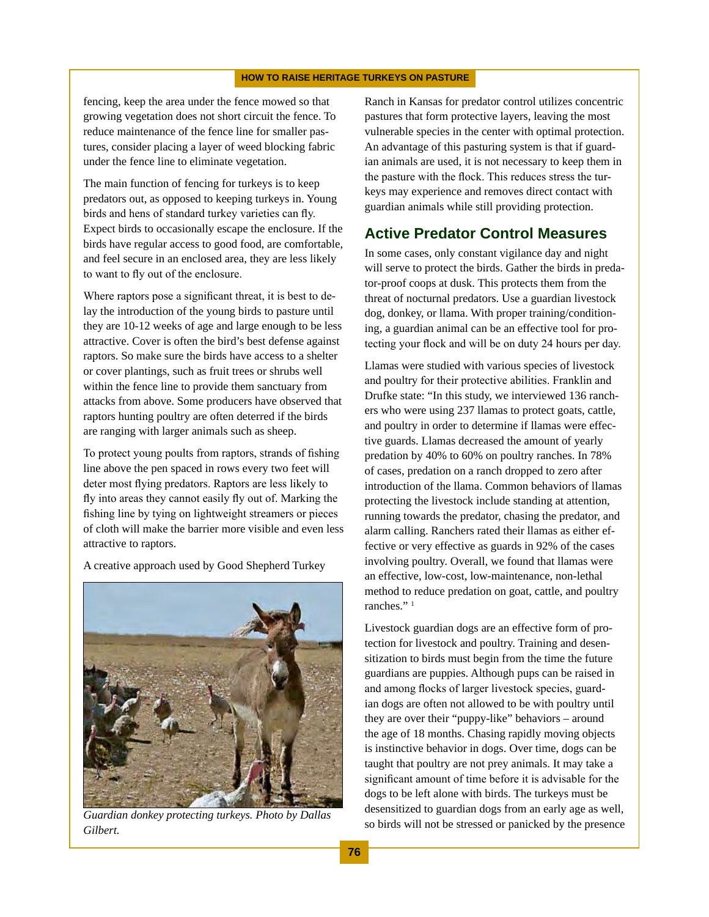fencing, keep the area under the fence mowed so that growing vegetation does not short circuit the fence. To reduce maintenance of the fence line for smaller pastures, consider placing a layer of weed blocking fabric under the fence line to eliminate vegetation.

The main function of fencing for turkeys is to keep predators out, as opposed to keeping turkeys in. Young birds and hens of standard turkey varieties can fly. Expect birds to occasionally escape the enclosure. If the birds have regular access to good food, are comfortable, and feel secure in an enclosed area, they are less likely to want to fly out of the enclosure.

Where raptors pose a significant threat, it is best to delay the introduction of the young birds to pasture until they are 10-12 weeks of age and large enough to be less attractive. Cover is often the bird's best defense against raptors. So make sure the birds have access to a shelter or cover plantings, such as fruit trees or shrubs well within the fence line to provide them sanctuary from attacks from above. Some producers have observed that raptors hunting poultry are often deterred if the birds are ranging with larger animals such as sheep.

To protect young poults from raptors, strands of fishing line above the pen spaced in rows every two feet will deter most flying predators. Raptors are less likely to fly into areas they cannot easily fly out of. Marking the fishing line by tying on lightweight streamers or pieces of cloth will make the barrier more visible and even less attractive to raptors.

A creative approach used by Good Shepherd Turkey Ranch in Kansas for predator control utilizes concentric pastures that form protective layers, leaving the most vulnerable species in the center with optimal protection. An advantage of this pasturing system is that if guardian animals are used, it is not necessary to keep them in the pasture with the flock. This reduces stress the turkeys may experience and removes direct contact with guardian animals while still providing protection.

*Guardian donkey protecting turkeys. Photo by Dallas Gilbert.*

## Active Predator Control Measures

In some cases, only constant vigilance day and night will serve to protect the birds. Gather the birds in predator-proof coops at dusk. This protects them from the threat of nocturnal predators. Use a guardian livestock dog, donkey, or llama. With proper training/conditioning, a guardian animal can be an effective tool for protecting your flock and will be on duty 24 hours per day.

Llamas were studied with various species of livestock and poultry for their protective abilities. Franklin and Drufke state: "In this study, we interviewed 136 ranchers who were using 237 llamas to protect goats, cattle, and poultry in order to determine if llamas were effective guards. Llamas decreased the amount of yearly predation by 40% to 60% on poultry ranches. In 78% of cases, predation on a ranch dropped to zero after introduction of the llama. Common behaviors of llamas protecting the livestock include standing at attention, running towards the predator, chasing the predator, and alarm calling. Ranchers rated their llamas as either effective or very effective as guards in 92% of the cases involving poultry. Overall, we found that llamas were an effective, low-cost, low-maintenance, non-lethal method to reduce predation on goat, cattle, and poultry ranches." [1]

Livestock guardian dogs are an effective form of protection for livestock and poultry. Training and desensitization to birds must begin from the time the future guardians are puppies. Although pups can be raised in and among flocks of larger livestock species, guardian dogs are often not allowed to be with poultry until they are over their "puppy-like" behaviors – around the age of 18 months. Chasing rapidly moving objects is instinctive behavior in dogs. Over time, dogs can be taught that poultry are not prey animals. It may take a significant amount of time before it is advisable for the dogs to be left alone with birds. The turkeys must be desensitized to guardian dogs from an early age as well, so birds will not be stressed or panicked by the presence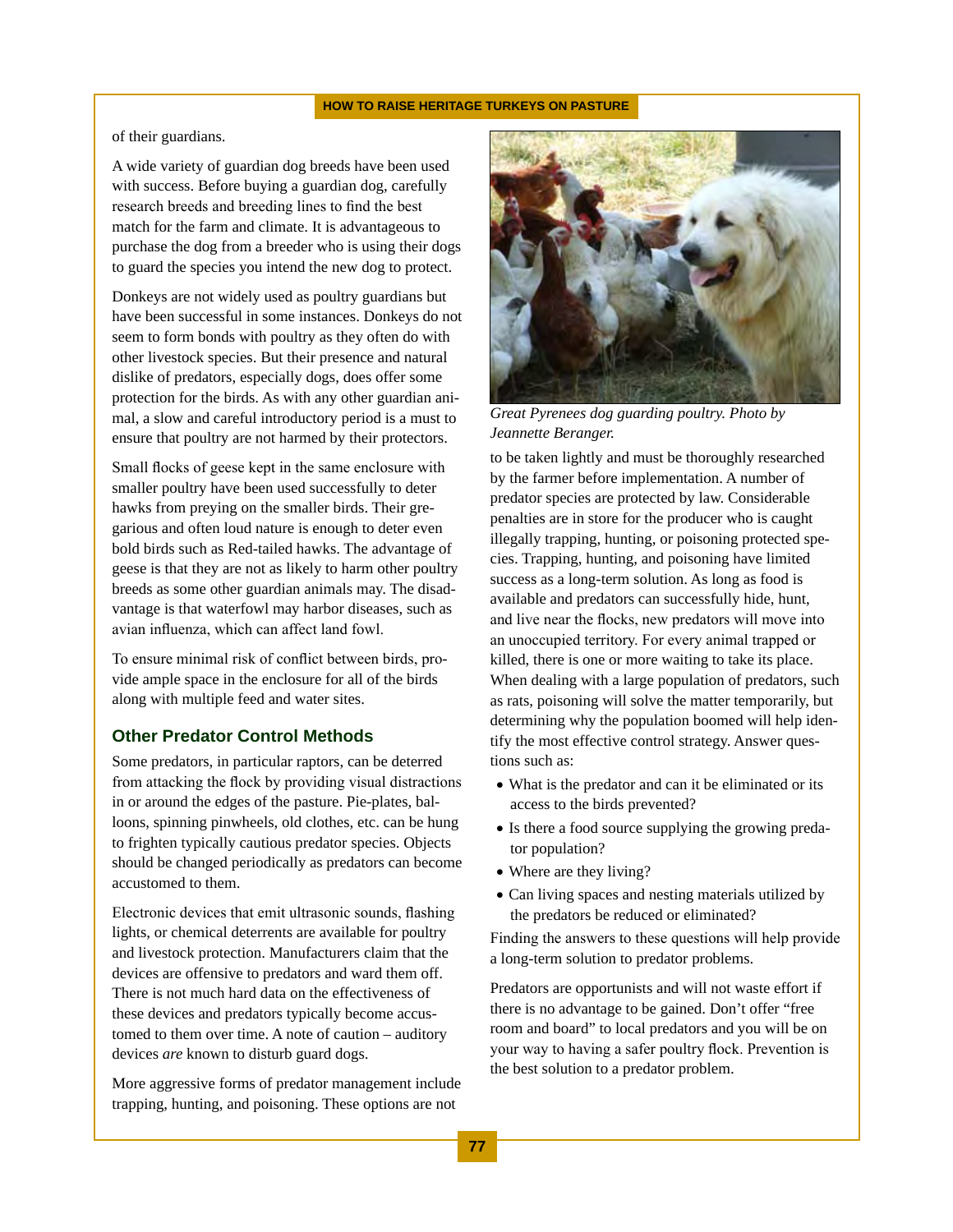of their guardians.

A wide variety of guardian dog breeds have been used with success. Before buying a guardian dog, carefully research breeds and breeding lines to find the best match for the farm and climate. It is advantageous to purchase the dog from a breeder who is using their dogs to guard the species you intend the new dog to protect.

Donkeys are not widely used as poultry guardians but have been successful in some instances. Donkeys do not seem to form bonds with poultry as they often do with other livestock species. But their presence and natural dislike of predators, especially dogs, does offer some protection for the birds. As with any other guardian animal, a slow and careful introductory period is a must to ensure that poultry are not harmed by their protectors.

Small flocks of geese kept in the same enclosure with smaller poultry have been used successfully to deter hawks from preying on the smaller birds. Their gregarious and often loud nature is enough to deter even bold birds such as Red-tailed hawks. The advantage of geese is that they are not as likely to harm other poultry breeds as some other guardian animals may. The disadvantage is that waterfowl may harbor diseases, such as avian influenza, which can affect land fowl.

To ensure minimal risk of conflict between birds, provide ample space in the enclosure for all of the birds along with multiple feed and water sites.

## Other Predator Control Methods

Some predators, in particular raptors, can be deterred from attacking the flock by providing visual distractions in or around the edges of the pasture. Pie-plates, balloons, spinning pinwheels, old clothes, etc. can be hung to frighten typically cautious predator species. Objects should be changed periodically as predators can become accustomed to them.

Electronic devices that emit ultrasonic sounds, flashing lights, or chemical deterrents are available for poultry and livestock protection. Manufacturers claim that the devices are offensive to predators and ward them off. There is not much hard data on the effectiveness of these devices and predators typically become accustomed to them over time. A note of caution – auditory devices *are* known to disturb guard dogs.

More aggressive forms of predator management include trapping, hunting, and poisoning. These options are not to be taken lightly and must be thoroughly researched by the farmer before implementation. A number of predator species are protected by law. Considerable penalties are in store for the producer who is caught illegally trapping, hunting, or poisoning protected species. Trapping, hunting, and poisoning have limited success as a long-term solution. As long as food is available and predators can successfully hide, hunt, and live near the flocks, new predators will move into an unoccupied territory. For every animal trapped or killed, there is one or more waiting to take its place. When dealing with a large population of predators, such as rats, poisoning will solve the matter temporarily, but determining why the population boomed will help identify the most effective control strategy. Answer questions such as:

- What is the predator and can it be eliminated or its access to the birds prevented?
- Is there a food source supplying the growing predator population?
- Where are they living?
- Can living spaces and nesting materials utilized by the predators be reduced or eliminated?

Finding the answers to these questions will help provide a long-term solution to predator problems.

Predators are opportunists and will not waste effort if there is no advantage to be gained. Don't offer "free room and board" to local predators and you will be on your way to having a safer poultry flock. Prevention is the best solution to a predator problem.

*Great Pyrenees dog guarding poultry. Photo by Jeannette Beranger.*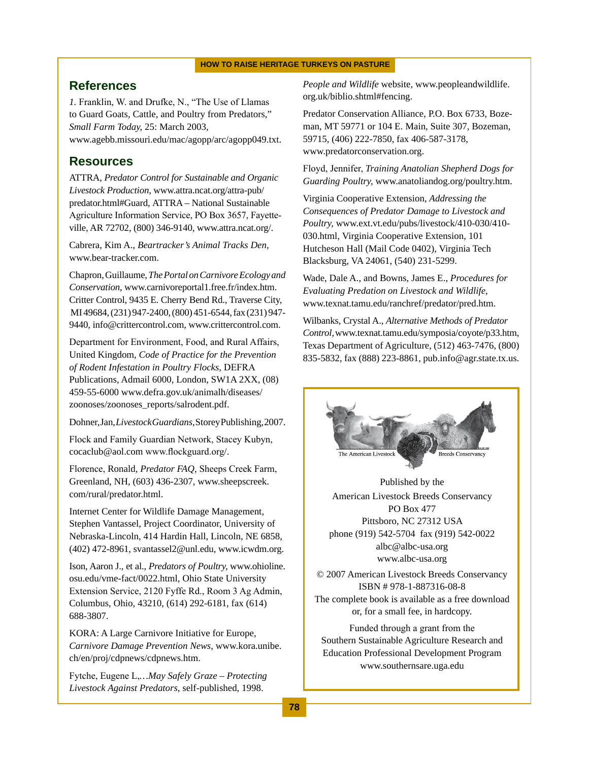## References

*1.* Franklin, W. and Drufke, N., "The Use of Llamas to Guard Goats, Cattle, and Poultry from Predators," *Small Farm Today,* 25: March 2003, www.agebb.missouri.edu/mac/agopp/arc/agopp049.txt.

## Resources

ATTRA, *Predator Control for Sustainable and Organic Livestock Production,* www.attra.ncat.org/attra-pub/predator.html#Guard, ATTRA – National Sustainable Agriculture Information Service, PO Box 3657, Fayetteville, AR 72702, (800) 346-9140, www.attra.ncat.org/.

Cabrera, Kim A., *Beartracker's Animal Tracks Den,* www.bear-tracker.com.

Chapron, Guillaume, *The Portal on Carnivore Ecology and Conservation,* www.carnivoreportal1.free.fr/index.htm. Critter Control, 9435 E. Cherry Bend Rd., Traverse City, MI 49684, (231) 947-2400, (800) 451-6544, fax (231) 947-9440, info@crittercontrol.com, www.crittercontrol.com.

Department for Environment, Food, and Rural Affairs, United Kingdom, *Code of Practice for the Prevention of Rodent Infestation in Poultry Flocks,* DEFRA Publications, Admail 6000, London, SW1A 2XX, (08) 459-55-6000 www.defra.gov.uk/animalh/diseases/zoonoses/zoonoses_reports/salrodent.pdf.

Dohner, Jan, *Livestock Guardians,* Storey Publishing, 2007.

Flock and Family Guardian Network, Stacey Kubyn, cocaclub@aol.com www.flockguard.org/.

Florence, Ronald, *Predator FAQ,* Sheeps Creek Farm, Greenland, NH, (603) 436-2307, www.sheepscreek.com/rural/predator.html.

Internet Center for Wildlife Damage Management, Stephen Vantassel, Project Coordinator, University of Nebraska-Lincoln, 414 Hardin Hall, Lincoln, NE 6858, (402) 472-8961, svantassel2@unl.edu, www.icwdm.org.

Ison, Aaron J., et al., *Predators of Poultry,* www.ohioline.osu.edu/vme-fact/0022.html, Ohio State University Extension Service, 2120 Fyffe Rd., Room 3 Ag Admin, Columbus, Ohio, 43210, (614) 292-6181, fax (614) 688-3807.

KORA: A Large Carnivore Initiative for Europe, *Carnivore Damage Prevention News,* www.kora.unibe.ch/en/proj/cdpnews/cdpnews.htm.

Fytche, Eugene L,…*May Safely Graze – Protecting Livestock Against Predators,* self-published, 1998.

*People and Wildlife* website, www.peopleandwildlife.org.uk/biblio.shtml#fencing.

Predator Conservation Alliance, P.O. Box 6733, Bozeman, MT 59771 or 104 E. Main, Suite 307, Bozeman, 59715, (406) 222-7850, fax 406-587-3178, www.predatorconservation.org.

Floyd, Jennifer, *Training Anatolian Shepherd Dogs for Guarding Poultry,* www.anatoliandog.org/poultry.htm.

Virginia Cooperative Extension, *Addressing the Consequences of Predator Damage to Livestock and Poultry,* www.ext.vt.edu/pubs/livestock/410-030/410-030.html, Virginia Cooperative Extension, 101 Hutcheson Hall (Mail Code 0402), Virginia Tech Blacksburg, VA 24061, (540) 231-5299.

Wade, Dale A., and Bowns, James E., *Procedures for Evaluating Predation on Livestock and Wildlife,* www.texnat.tamu.edu/ranchref/predator/pred.htm.

Wilbanks, Crystal A., *Alternative Methods of Predator Control,* www.texnat.tamu.edu/symposia/coyote/p33.htm, Texas Department of Agriculture, (512) 463-7476, (800) 835-5832, fax (888) 223-8861, pub.info@agr.state.tx.us.

The American Livestock Breeds Conservancy

Published by the
American Livestock Breeds Conservancy
PO Box 477
Pittsboro, NC 27312 USA
phone (919) 542-5704 fax (919) 542-0022
albc@albc-usa.org
www.albc-usa.org

© 2007 American Livestock Breeds Conservancy
ISBN # 978-1-887316-08-8
The complete book is available as a free download or, for a small fee, in hardcopy.

Funded through a grant from the
Southern Sustainable Agriculture Research and Education Professional Development Program
www.southernsare.uga.edu